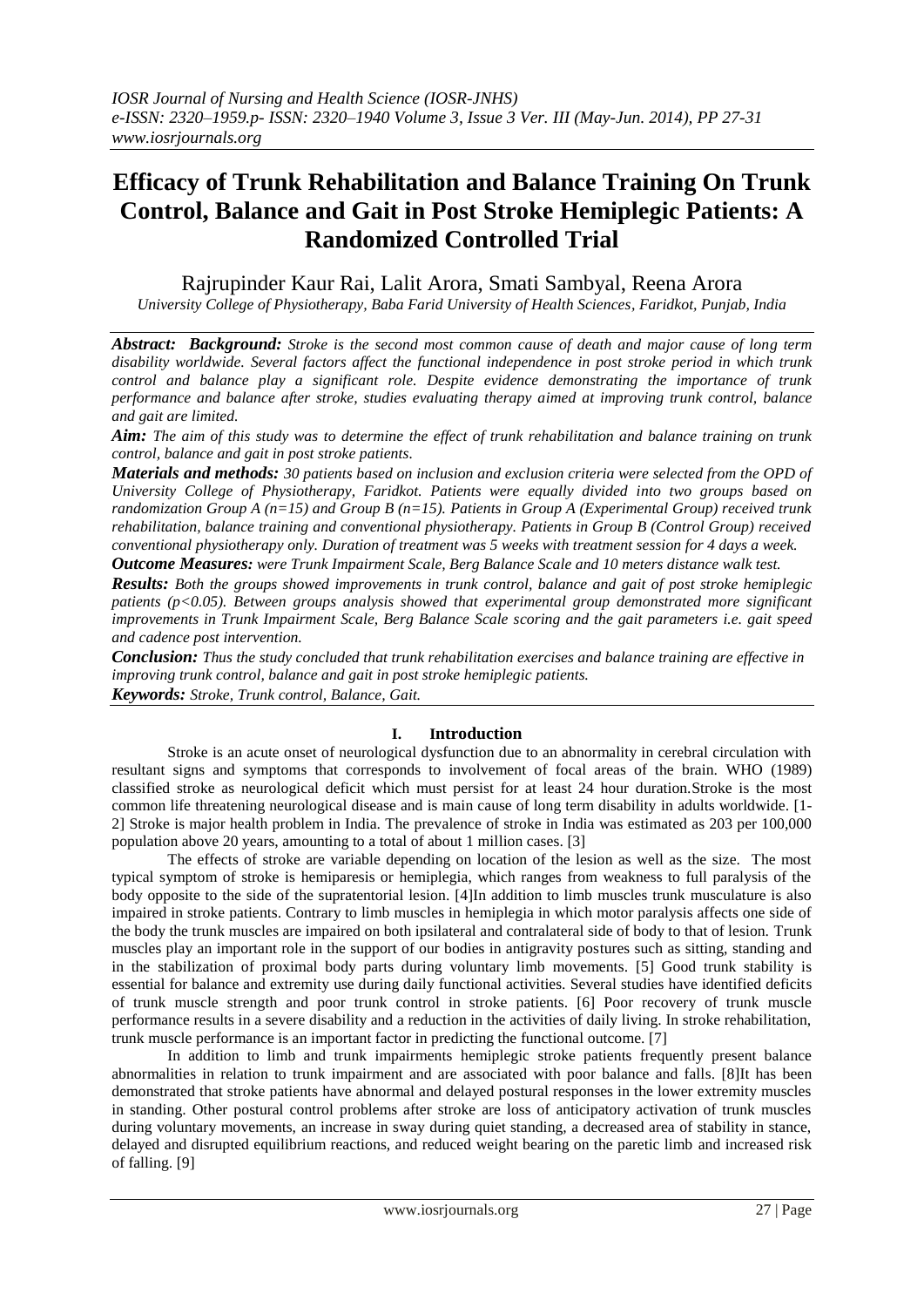# Efficacy of Trunk Rehabilitation and Balance Training On Trunk Control, Balance and Gait in Post Stroke Hemiplegic Patients: A Randomized Controlled Trial

Rajrupinder Kaur Rai, Lalit Arora, Smati Sambyal, Reena Arora

*University College of Physiotherapy, Baba Farid University of Health Sciences, Faridkot, Punjab, India*

***Abstract:*** ***Background:*** *Stroke is the second most common cause of death and major cause of long term disability worldwide. Several factors affect the functional independence in post stroke period in which trunk control and balance play a significant role. Despite evidence demonstrating the importance of trunk performance and balance after stroke, studies evaluating therapy aimed at improving trunk control, balance and gait are limited.*

***Aim:*** *The aim of this study was to determine the effect of trunk rehabilitation and balance training on trunk control, balance and gait in post stroke patients.*

***Materials and methods:*** *30 patients based on inclusion and exclusion criteria were selected from the OPD of University College of Physiotherapy, Faridkot. Patients were equally divided into two groups based on randomization Group A (n=15) and Group B (n=15). Patients in Group A (Experimental Group) received trunk rehabilitation, balance training and conventional physiotherapy. Patients in Group B (Control Group) received conventional physiotherapy only. Duration of treatment was 5 weeks with treatment session for 4 days a week.*

***Outcome Measures:*** *were Trunk Impairment Scale, Berg Balance Scale and 10 meters distance walk test.*

***Results:*** *Both the groups showed improvements in trunk control, balance and gait of post stroke hemiplegic patients ($p<0.05$). Between groups analysis showed that experimental group demonstrated more significant improvements in Trunk Impairment Scale, Berg Balance Scale scoring and the gait parameters i.e. gait speed and cadence post intervention.*

***Conclusion:*** *Thus the study concluded that trunk rehabilitation exercises and balance training are effective in improving trunk control, balance and gait in post stroke hemiplegic patients.*

***Keywords:*** *Stroke, Trunk control, Balance, Gait.*

## I. Introduction

Stroke is an acute onset of neurological dysfunction due to an abnormality in cerebral circulation with resultant signs and symptoms that corresponds to involvement of focal areas of the brain. WHO (1989) classified stroke as neurological deficit which must persist for at least 24 hour duration.Stroke is the most common life threatening neurological disease and is main cause of long term disability in adults worldwide. [1-2] Stroke is major health problem in India. The prevalence of stroke in India was estimated as 203 per 100,000 population above 20 years, amounting to a total of about 1 million cases. [3]

The effects of stroke are variable depending on location of the lesion as well as the size. The most typical symptom of stroke is hemiparesis or hemiplegia, which ranges from weakness to full paralysis of the body opposite to the side of the supratentorial lesion. [4]In addition to limb muscles trunk musculature is also impaired in stroke patients. Contrary to limb muscles in hemiplegia in which motor paralysis affects one side of the body the trunk muscles are impaired on both ipsilateral and contralateral side of body to that of lesion. Trunk muscles play an important role in the support of our bodies in antigravity postures such as sitting, standing and in the stabilization of proximal body parts during voluntary limb movements. [5] Good trunk stability is essential for balance and extremity use during daily functional activities. Several studies have identified deficits of trunk muscle strength and poor trunk control in stroke patients. [6] Poor recovery of trunk muscle performance results in a severe disability and a reduction in the activities of daily living. In stroke rehabilitation, trunk muscle performance is an important factor in predicting the functional outcome. [7]

In addition to limb and trunk impairments hemiplegic stroke patients frequently present balance abnormalities in relation to trunk impairment and are associated with poor balance and falls. [8]It has been demonstrated that stroke patients have abnormal and delayed postural responses in the lower extremity muscles in standing. Other postural control problems after stroke are loss of anticipatory activation of trunk muscles during voluntary movements, an increase in sway during quiet standing, a decreased area of stability in stance, delayed and disrupted equilibrium reactions, and reduced weight bearing on the paretic limb and increased risk of falling. [9]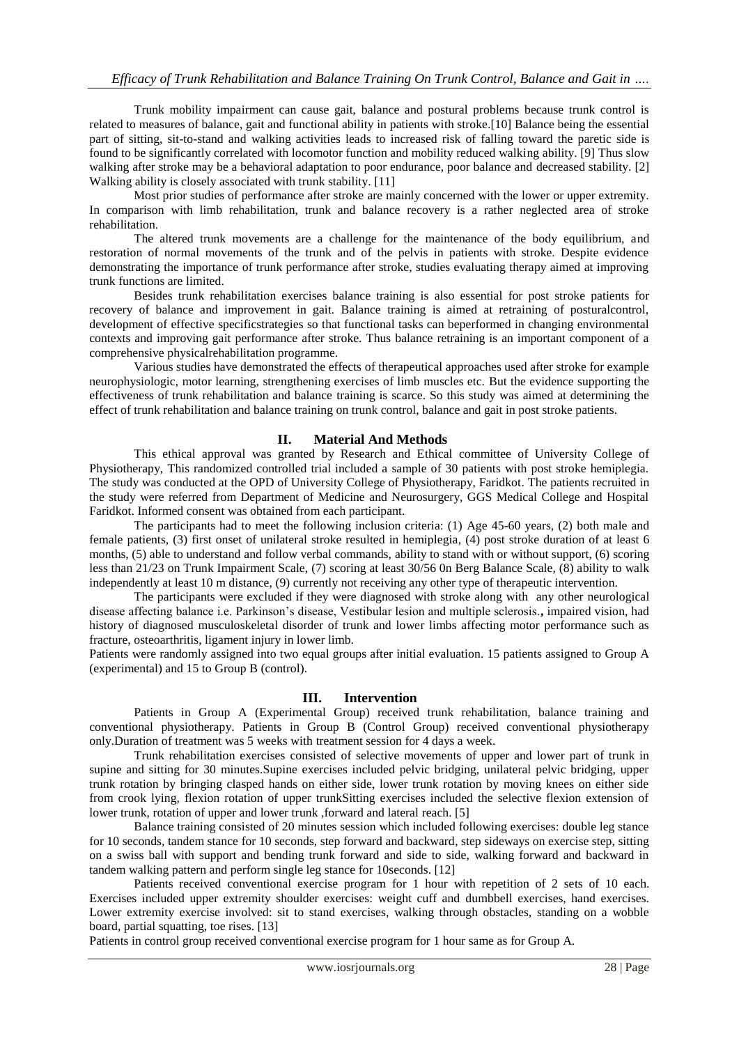Trunk mobility impairment can cause gait, balance and postural problems because trunk control is related to measures of balance, gait and functional ability in patients with stroke.[10] Balance being the essential part of sitting, sit-to-stand and walking activities leads to increased risk of falling toward the paretic side is found to be significantly correlated with locomotor function and mobility reduced walking ability. [9] Thus slow walking after stroke may be a behavioral adaptation to poor endurance, poor balance and decreased stability. [2] Walking ability is closely associated with trunk stability. [11]

Most prior studies of performance after stroke are mainly concerned with the lower or upper extremity. In comparison with limb rehabilitation, trunk and balance recovery is a rather neglected area of stroke rehabilitation.

The altered trunk movements are a challenge for the maintenance of the body equilibrium, and restoration of normal movements of the trunk and of the pelvis in patients with stroke. Despite evidence demonstrating the importance of trunk performance after stroke, studies evaluating therapy aimed at improving trunk functions are limited.

Besides trunk rehabilitation exercises balance training is also essential for post stroke patients for recovery of balance and improvement in gait. Balance training is aimed at retraining of posturalcontrol, development of effective specificstrategies so that functional tasks can beperformed in changing environmental contexts and improving gait performance after stroke. Thus balance retraining is an important component of a comprehensive physicalrehabilitation programme.

Various studies have demonstrated the effects of therapeutical approaches used after stroke for example neurophysiologic, motor learning, strengthening exercises of limb muscles etc. But the evidence supporting the effectiveness of trunk rehabilitation and balance training is scarce. So this study was aimed at determining the effect of trunk rehabilitation and balance training on trunk control, balance and gait in post stroke patients.

## II. Material And Methods

This ethical approval was granted by Research and Ethical committee of University College of Physiotherapy, This randomized controlled trial included a sample of 30 patients with post stroke hemiplegia. The study was conducted at the OPD of University College of Physiotherapy, Faridkot. The patients recruited in the study were referred from Department of Medicine and Neurosurgery, GGS Medical College and Hospital Faridkot. Informed consent was obtained from each participant.

The participants had to meet the following inclusion criteria: (1) Age 45-60 years, (2) both male and female patients, (3) first onset of unilateral stroke resulted in hemiplegia, (4) post stroke duration of at least 6 months, (5) able to understand and follow verbal commands, ability to stand with or without support, (6) scoring less than 21/23 on Trunk Impairment Scale, (7) scoring at least 30/56 0n Berg Balance Scale, (8) ability to walk independently at least 10 m distance, (9) currently not receiving any other type of therapeutic intervention.

The participants were excluded if they were diagnosed with stroke along with any other neurological disease affecting balance i.e. Parkinson's disease, Vestibular lesion and multiple sclerosis., impaired vision, had history of diagnosed musculoskeletal disorder of trunk and lower limbs affecting motor performance such as fracture, osteoarthritis, ligament injury in lower limb.

Patients were randomly assigned into two equal groups after initial evaluation. 15 patients assigned to Group A (experimental) and 15 to Group B (control).

## III. Intervention

Patients in Group A (Experimental Group) received trunk rehabilitation, balance training and conventional physiotherapy. Patients in Group B (Control Group) received conventional physiotherapy only.Duration of treatment was 5 weeks with treatment session for 4 days a week.

Trunk rehabilitation exercises consisted of selective movements of upper and lower part of trunk in supine and sitting for 30 minutes.Supine exercises included pelvic bridging, unilateral pelvic bridging, upper trunk rotation by bringing clasped hands on either side, lower trunk rotation by moving knees on either side from crook lying, flexion rotation of upper trunkSitting exercises included the selective flexion extension of lower trunk, rotation of upper and lower trunk ,forward and lateral reach. [5]

Balance training consisted of 20 minutes session which included following exercises: double leg stance for 10 seconds, tandem stance for 10 seconds, step forward and backward, step sideways on exercise step, sitting on a swiss ball with support and bending trunk forward and side to side, walking forward and backward in tandem walking pattern and perform single leg stance for 10seconds. [12]

Patients received conventional exercise program for 1 hour with repetition of 2 sets of 10 each. Exercises included upper extremity shoulder exercises: weight cuff and dumbbell exercises, hand exercises. Lower extremity exercise involved: sit to stand exercises, walking through obstacles, standing on a wobble board, partial squatting, toe rises. [13]

Patients in control group received conventional exercise program for 1 hour same as for Group A.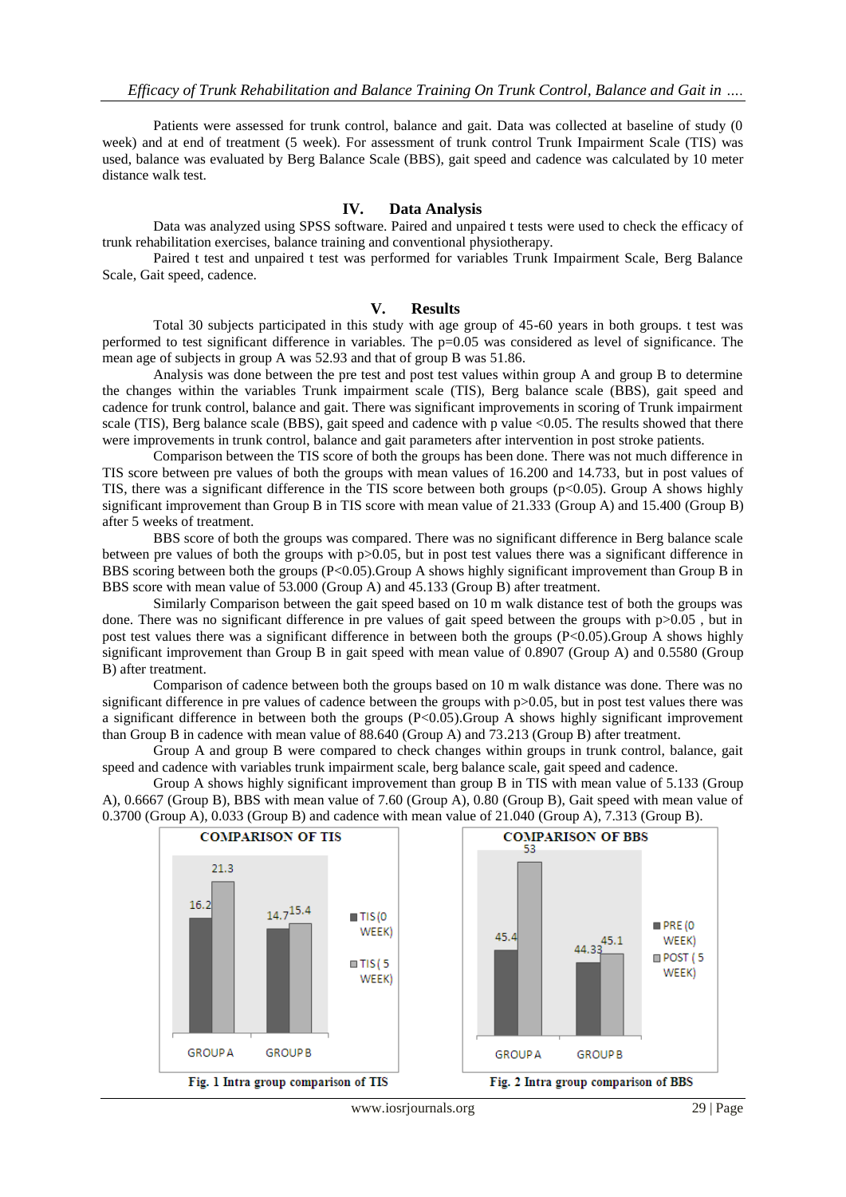Patients were assessed for trunk control, balance and gait. Data was collected at baseline of study (0 week) and at end of treatment (5 week). For assessment of trunk control Trunk Impairment Scale (TIS) was used, balance was evaluated by Berg Balance Scale (BBS), gait speed and cadence was calculated by 10 meter distance walk test.

## IV. Data Analysis

Data was analyzed using SPSS software. Paired and unpaired t tests were used to check the efficacy of trunk rehabilitation exercises, balance training and conventional physiotherapy.

Paired t test and unpaired t test was performed for variables Trunk Impairment Scale, Berg Balance Scale, Gait speed, cadence.

## V. Results

Total 30 subjects participated in this study with age group of 45-60 years in both groups. t test was performed to test significant difference in variables. The p=0.05 was considered as level of significance. The mean age of subjects in group A was 52.93 and that of group B was 51.86.

Analysis was done between the pre test and post test values within group A and group B to determine the changes within the variables Trunk impairment scale (TIS), Berg balance scale (BBS), gait speed and cadence for trunk control, balance and gait. There was significant improvements in scoring of Trunk impairment scale (TIS), Berg balance scale (BBS), gait speed and cadence with p value $<0.05$. The results showed that there were improvements in trunk control, balance and gait parameters after intervention in post stroke patients.

Comparison between the TIS score of both the groups has been done. There was not much difference in TIS score between pre values of both the groups with mean values of 16.200 and 14.733, but in post values of TIS, there was a significant difference in the TIS score between both groups ($p<0.05$). Group A shows highly significant improvement than Group B in TIS score with mean value of 21.333 (Group A) and 15.400 (Group B) after 5 weeks of treatment.

BBS score of both the groups was compared. There was no significant difference in Berg balance scale between pre values of both the groups with $p>0.05$, but in post test values there was a significant difference in BBS scoring between both the groups ($P<0.05$).Group A shows highly significant improvement than Group B in BBS score with mean value of 53.000 (Group A) and 45.133 (Group B) after treatment.

Similarly Comparison between the gait speed based on 10 m walk distance test of both the groups was done. There was no significant difference in pre values of gait speed between the groups with $p>0.05$ , but in post test values there was a significant difference in between both the groups ($P<0.05$).Group A shows highly significant improvement than Group B in gait speed with mean value of 0.8907 (Group A) and 0.5580 (Group B) after treatment.

Comparison of cadence between both the groups based on 10 m walk distance was done. There was no significant difference in pre values of cadence between the groups with $p>0.05$, but in post test values there was a significant difference in between both the groups ($P<0.05$).Group A shows highly significant improvement than Group B in cadence with mean value of 88.640 (Group A) and 73.213 (Group B) after treatment.

Group A and group B were compared to check changes within groups in trunk control, balance, gait speed and cadence with variables trunk impairment scale, berg balance scale, gait speed and cadence.

Group A shows highly significant improvement than group B in TIS with mean value of 5.133 (Group A), 0.6667 (Group B), BBS with mean value of 7.60 (Group A), 0.80 (Group B), Gait speed with mean value of 0.3700 (Group A), 0.033 (Group B) and cadence with mean value of 21.040 (Group A), 7.313 (Group B).

**COMPARISON OF TIS**

| | TIS (0 WEEK) | TIS (5 WEEK) |
|---|---|---|
| GROUP A | 16.2 | 21.3 |
| GROUP B | 14.7 | 15.4 |

**Fig. 1 Intra group comparison of TIS**

**COMPARISON OF BBS**

| | PRE (0 WEEK) | POST (5 WEEK) |
|---|---|---|
| GROUP A | 45.4 | 53 |
| GROUP B | 44.33 | 45.1 |

**Fig. 2 Intra group comparison of BBS**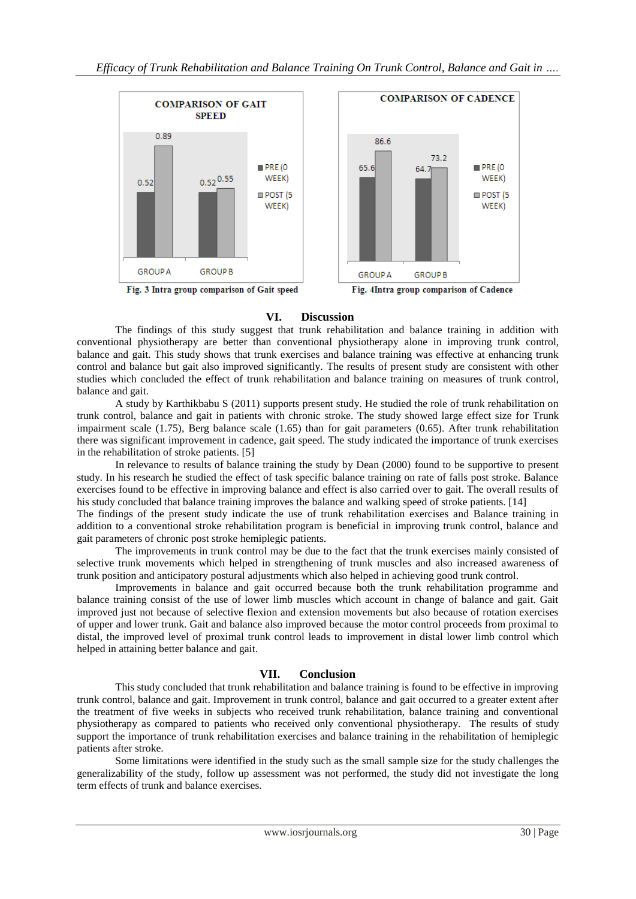Fig. 3 Intra group comparison of Gait speed

Fig. 4Intra group comparison of Cadence

## VI. Discussion

The findings of this study suggest that trunk rehabilitation and balance training in addition with conventional physiotherapy are better than conventional physiotherapy alone in improving trunk control, balance and gait. This study shows that trunk exercises and balance training was effective at enhancing trunk control and balance but gait also improved significantly. The results of present study are consistent with other studies which concluded the effect of trunk rehabilitation and balance training on measures of trunk control, balance and gait.

A study by Karthikbabu S (2011) supports present study. He studied the role of trunk rehabilitation on trunk control, balance and gait in patients with chronic stroke. The study showed large effect size for Trunk impairment scale (1.75), Berg balance scale (1.65) than for gait parameters (0.65). After trunk rehabilitation there was significant improvement in cadence, gait speed. The study indicated the importance of trunk exercises in the rehabilitation of stroke patients. [5]

In relevance to results of balance training the study by Dean (2000) found to be supportive to present study. In his research he studied the effect of task specific balance training on rate of falls post stroke. Balance exercises found to be effective in improving balance and effect is also carried over to gait. The overall results of his study concluded that balance training improves the balance and walking speed of stroke patients. [14]

The findings of the present study indicate the use of trunk rehabilitation exercises and Balance training in addition to a conventional stroke rehabilitation program is beneficial in improving trunk control, balance and gait parameters of chronic post stroke hemiplegic patients.

The improvements in trunk control may be due to the fact that the trunk exercises mainly consisted of selective trunk movements which helped in strengthening of trunk muscles and also increased awareness of trunk position and anticipatory postural adjustments which also helped in achieving good trunk control.

Improvements in balance and gait occurred because both the trunk rehabilitation programme and balance training consist of the use of lower limb muscles which account in change of balance and gait. Gait improved just not because of selective flexion and extension movements but also because of rotation exercises of upper and lower trunk. Gait and balance also improved because the motor control proceeds from proximal to distal, the improved level of proximal trunk control leads to improvement in distal lower limb control which helped in attaining better balance and gait.

## VII. Conclusion

This study concluded that trunk rehabilitation and balance training is found to be effective in improving trunk control, balance and gait. Improvement in trunk control, balance and gait occurred to a greater extent after the treatment of five weeks in subjects who received trunk rehabilitation, balance training and conventional physiotherapy as compared to patients who received only conventional physiotherapy. The results of study support the importance of trunk rehabilitation exercises and balance training in the rehabilitation of hemiplegic patients after stroke.

Some limitations were identified in the study such as the small sample size for the study challenges the generalizability of the study, follow up assessment was not performed, the study did not investigate the long term effects of trunk and balance exercises.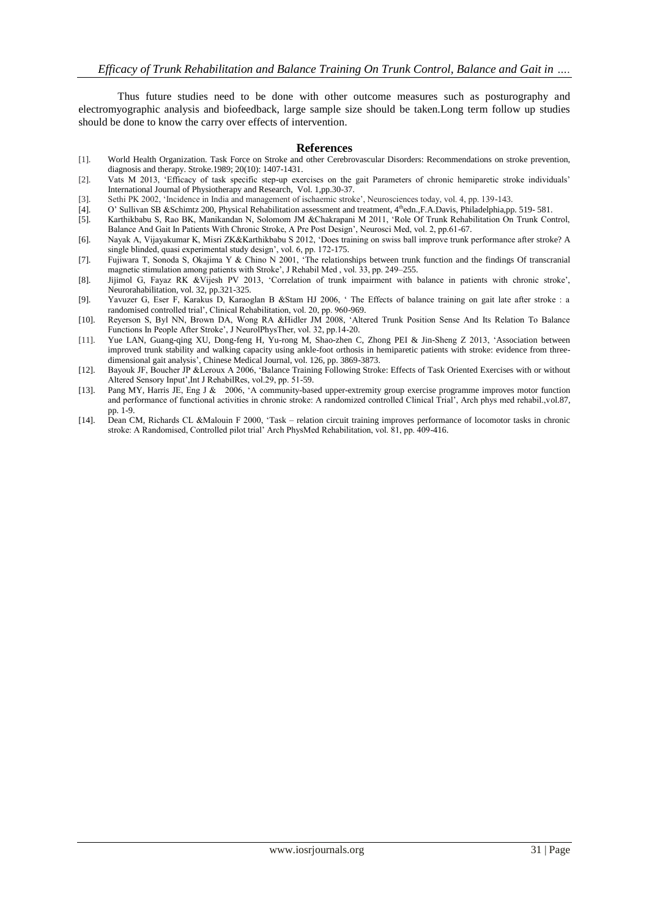Thus future studies need to be done with other outcome measures such as posturography and electromyographic analysis and biofeedback, large sample size should be taken.Long term follow up studies should be done to know the carry over effects of intervention.

## References

[1]. World Health Organization. Task Force on Stroke and other Cerebrovascular Disorders: Recommendations on stroke prevention, diagnosis and therapy. Stroke.1989; 20(10): 1407-1431.

[2]. Vats M 2013, 'Efficacy of task specific step-up exercises on the gait Parameters of chronic hemiparetic stroke individuals' International Journal of Physiotherapy and Research, Vol. 1,pp.30-37.

[3]. Sethi PK 2002, 'Incidence in India and management of ischaemic stroke', Neurosciences today, vol. 4, pp. 139-143.

[4]. O' Sullivan SB &Schimtz 200, Physical Rehabilitation assessment and treatment, 4[th]edn.,F.A.Davis, Philadelphia,pp. 519- 581.

[5]. Karthikbabu S, Rao BK, Manikandan N, Solomom JM &Chakrapani M 2011, 'Role Of Trunk Rehabilitation On Trunk Control, Balance And Gait In Patients With Chronic Stroke, A Pre Post Design', Neurosci Med, vol. 2, pp.61-67.

[6]. Nayak A, Vijayakumar K, Misri ZK&Karthikbabu S 2012, 'Does training on swiss ball improve trunk performance after stroke? A single blinded, quasi experimental study design', vol. 6, pp. 172-175.

[7]. Fujiwara T, Sonoda S, Okajima Y & Chino N 2001, 'The relationships between trunk function and the findings Of transcranial magnetic stimulation among patients with Stroke', J Rehabil Med , vol. 33, pp. 249–255.

[8]. Jijimol G, Fayaz RK &Vijesh PV 2013, 'Correlation of trunk impairment with balance in patients with chronic stroke', Neurorahabilitation, vol. 32, pp.321-325.

[9]. Yavuzer G, Eser F, Karakus D, Karaoglan B &Stam HJ 2006, ' The Effects of balance training on gait late after stroke : a randomised controlled trial', Clinical Rehabilitation, vol. 20, pp. 960-969.

[10]. Reyerson S, Byl NN, Brown DA, Wong RA &Hidler JM 2008, 'Altered Trunk Position Sense And Its Relation To Balance Functions In People After Stroke', J NeurolPhysTher, vol. 32, pp.14-20.

[11]. Yue LAN, Guang-qing XU, Dong-feng H, Yu-rong M, Shao-zhen C, Zhong PEI & Jin-Sheng Z 2013, 'Association between improved trunk stability and walking capacity using ankle-foot orthosis in hemiparetic patients with stroke: evidence from three-dimensional gait analysis', Chinese Medical Journal, vol. 126, pp. 3869-3873.

[12]. Bayouk JF, Boucher JP &Leroux A 2006, 'Balance Training Following Stroke: Effects of Task Oriented Exercises with or without Altered Sensory Input',Int J RehabilRes, vol.29, pp. 51-59.

[13]. Pang MY, Harris JE, Eng J & 2006, 'A community-based upper-extremity group exercise programme improves motor function and performance of functional activities in chronic stroke: A randomized controlled Clinical Trial', Arch phys med rehabil.,vol.87, pp. 1-9.

[14]. Dean CM, Richards CL &Malouin F 2000, 'Task – relation circuit training improves performance of locomotor tasks in chronic stroke: A Randomised, Controlled pilot trial' Arch PhysMed Rehabilitation, vol. 81, pp. 409-416.